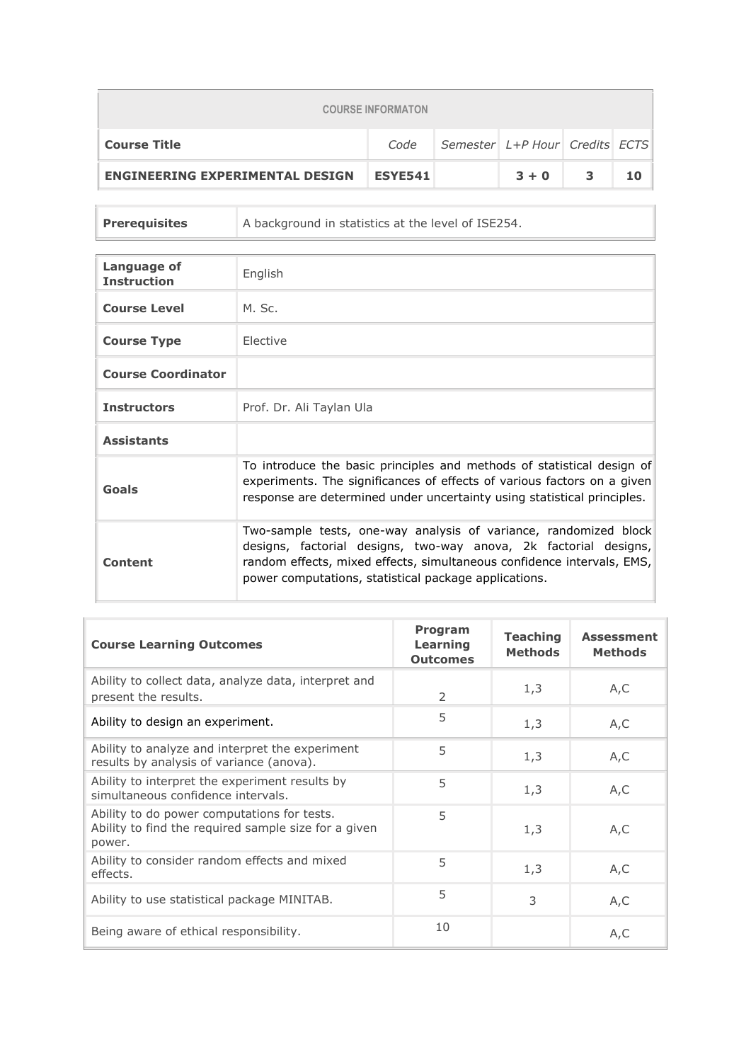| COURSE INFORMATON | | | | | |
|---|---|---|---|---|---|
| **Course Title** | *Code* | *Semester* | *L+P Hour* | *Credits* | *ECTS* |
| **ENGINEERING EXPERIMENTAL DESIGN** | **ESYE541** | | **3 + 0** | **3** | **10** |

| | |
|---|---|
| **Prerequisites** | A background in statistics at the level of ISE254. |

| | |
|---|---|
| **Language of Instruction** | English |
| **Course Level** | M. Sc. |
| **Course Type** | Elective |
| **Course Coordinator** | |
| **Instructors** | Prof. Dr. Ali Taylan Ula |
| **Assistants** | |
| **Goals** | To introduce the basic principles and methods of statistical design of experiments. The significances of effects of various factors on a given response are determined under uncertainty using statistical principles. |
| **Content** | Two-sample tests, one-way analysis of variance, randomized block designs, factorial designs, two-way anova, 2k factorial designs, random effects, mixed effects, simultaneous confidence intervals, EMS, power computations, statistical package applications. |

| Course Learning Outcomes | Program Learning Outcomes | Teaching Methods | Assessment Methods |
|---|---|---|---|
| Ability to collect data, analyze data, interpret and present the results. | 2 | 1,3 | A,C |
| Ability to design an experiment. | 5 | 1,3 | A,C |
| Ability to analyze and interpret the experiment results by analysis of variance (anova). | 5 | 1,3 | A,C |
| Ability to interpret the experiment results by simultaneous confidence intervals. | 5 | 1,3 | A,C |
| Ability to do power computations for tests. Ability to find the required sample size for a given power. | 5 | 1,3 | A,C |
| Ability to consider random effects and mixed effects. | 5 | 1,3 | A,C |
| Ability to use statistical package MINITAB. | 5 | 3 | A,C |
| Being aware of ethical responsibility. | 10 | | A,C |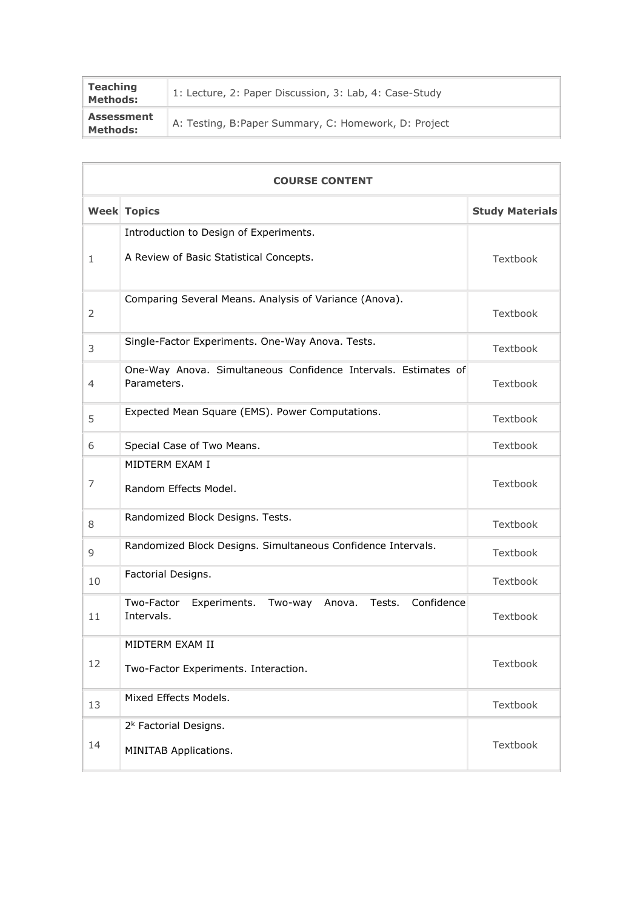| **Teaching Methods:** | 1: Lecture, 2: Paper Discussion, 3: Lab, 4: Case-Study |
| --- | --- |
| **Assessment Methods:** | A: Testing, B:Paper Summary, C: Homework, D: Project |

| **COURSE CONTENT** | | |
| --- | --- | --- |
| **Week** | **Topics** | **Study Materials** |
| 1 | Introduction to Design of Experiments.<br><br>A Review of Basic Statistical Concepts. | Textbook |
| 2 | Comparing Several Means. Analysis of Variance (Anova). | Textbook |
| 3 | Single-Factor Experiments. One-Way Anova. Tests. | Textbook |
| 4 | One-Way Anova. Simultaneous Confidence Intervals. Estimates of Parameters. | Textbook |
| 5 | Expected Mean Square (EMS). Power Computations. | Textbook |
| 6 | Special Case of Two Means. | Textbook |
| 7 | MIDTERM EXAM I<br><br>Random Effects Model. | Textbook |
| 8 | Randomized Block Designs. Tests. | Textbook |
| 9 | Randomized Block Designs. Simultaneous Confidence Intervals. | Textbook |
| 10 | Factorial Designs. | Textbook |
| 11 | Two-Factor Experiments. Two-way Anova. Tests. Confidence Intervals. | Textbook |
| 12 | MIDTERM EXAM II<br><br>Two-Factor Experiments. Interaction. | Textbook |
| 13 | Mixed Effects Models. | Textbook |
| 14 | $2^k$ Factorial Designs.<br><br>MINITAB Applications. | Textbook |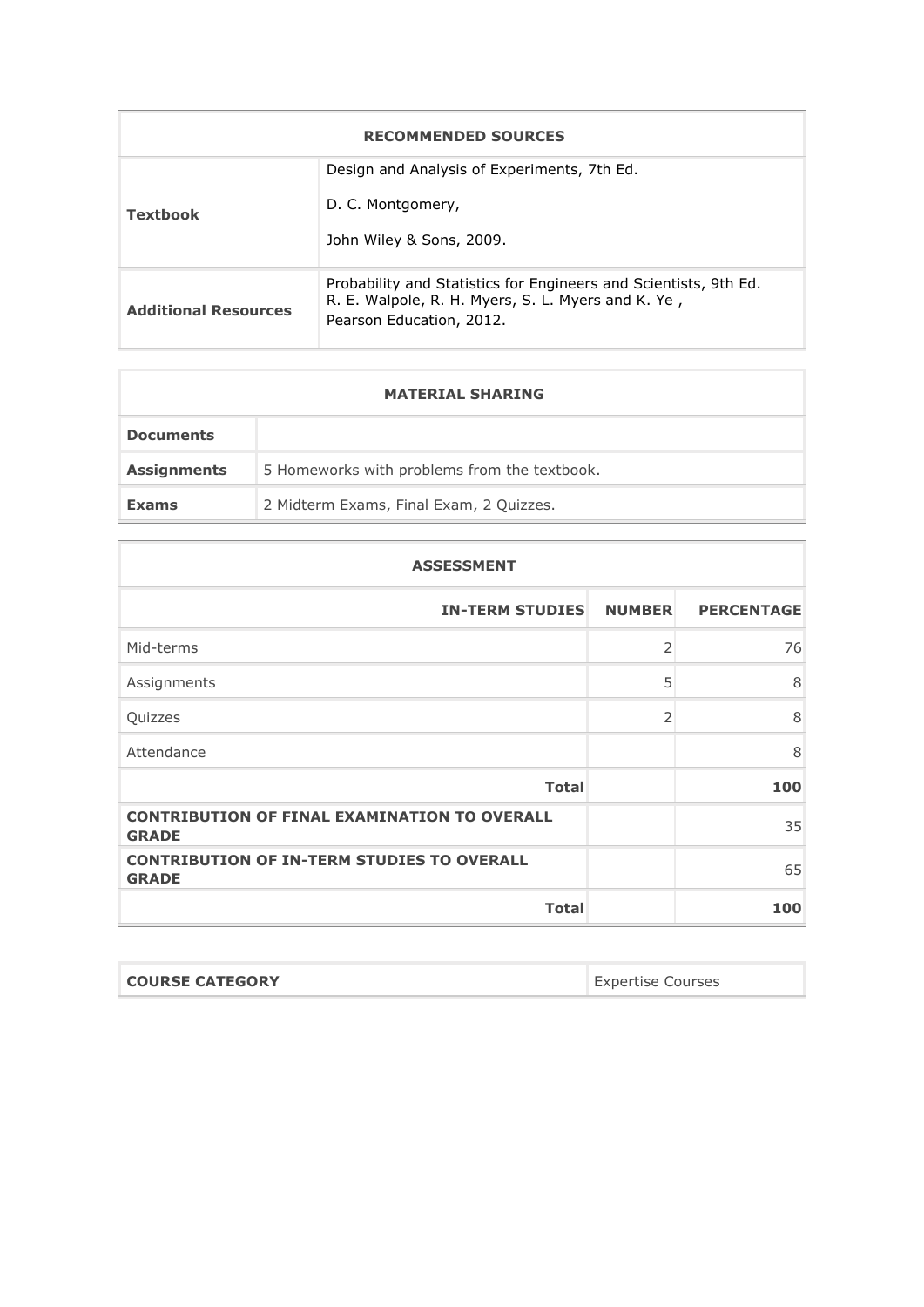| RECOMMENDED SOURCES | |
|---|---|
| **Textbook** | Design and Analysis of Experiments, 7th Ed.<br><br>D. C. Montgomery,<br><br>John Wiley & Sons, 2009. |
| **Additional Resources** | Probability and Statistics for Engineers and Scientists, 9th Ed.<br>R. E. Walpole, R. H. Myers, S. L. Myers and K. Ye ,<br>Pearson Education, 2012. |

| MATERIAL SHARING | |
|---|---|
| **Documents** | |
| **Assignments** | 5 Homeworks with problems from the textbook. |
| **Exams** | 2 Midterm Exams, Final Exam, 2 Quizzes. |

| ASSESSMENT | | |
|---|---|---|
| **IN-TERM STUDIES** | **NUMBER** | **PERCENTAGE** |
| Mid-terms | 2 | 76 |
| Assignments | 5 | 8 |
| Quizzes | 2 | 8 |
| Attendance | | 8 |
| **Total** | | **100** |
| **CONTRIBUTION OF FINAL EXAMINATION TO OVERALL GRADE** | | 35 |
| **CONTRIBUTION OF IN-TERM STUDIES TO OVERALL GRADE** | | 65 |
| **Total** | | **100** |

| COURSE CATEGORY | Expertise Courses |
|---|---|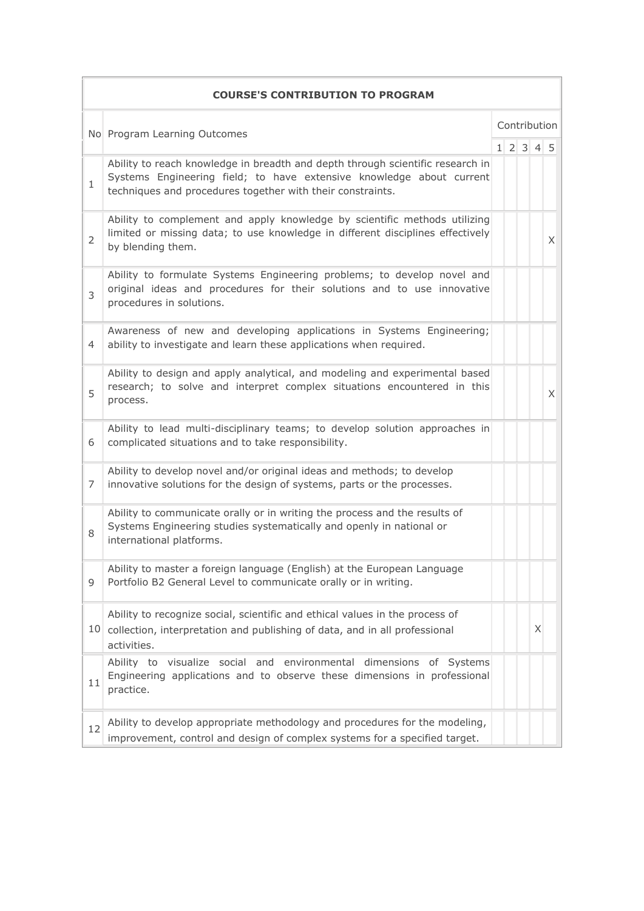**COURSE'S CONTRIBUTION TO PROGRAM**

| No | Program Learning Outcomes | Contribution | | | | |
|---|---|---|---|---|---|---|
| | | 1 | 2 | 3 | 4 | 5 |
| 1 | Ability to reach knowledge in breadth and depth through scientific research in Systems Engineering field; to have extensive knowledge about current techniques and procedures together with their constraints. | | | | | |
| 2 | Ability to complement and apply knowledge by scientific methods utilizing limited or missing data; to use knowledge in different disciplines effectively by blending them. | | | | | X |
| 3 | Ability to formulate Systems Engineering problems; to develop novel and original ideas and procedures for their solutions and to use innovative procedures in solutions. | | | | | |
| 4 | Awareness of new and developing applications in Systems Engineering; ability to investigate and learn these applications when required. | | | | | |
| 5 | Ability to design and apply analytical, and modeling and experimental based research; to solve and interpret complex situations encountered in this process. | | | | | X |
| 6 | Ability to lead multi-disciplinary teams; to develop solution approaches in complicated situations and to take responsibility. | | | | | |
| 7 | Ability to develop novel and/or original ideas and methods; to develop innovative solutions for the design of systems, parts or the processes. | | | | | |
| 8 | Ability to communicate orally or in writing the process and the results of Systems Engineering studies systematically and openly in national or international platforms. | | | | | |
| 9 | Ability to master a foreign language (English) at the European Language Portfolio B2 General Level to communicate orally or in writing. | | | | | |
| 10 | Ability to recognize social, scientific and ethical values in the process of collection, interpretation and publishing of data, and in all professional activities. | | | | X | |
| 11 | Ability to visualize social and environmental dimensions of Systems Engineering applications and to observe these dimensions in professional practice. | | | | | |
| 12 | Ability to develop appropriate methodology and procedures for the modeling, improvement, control and design of complex systems for a specified target. | | | | | |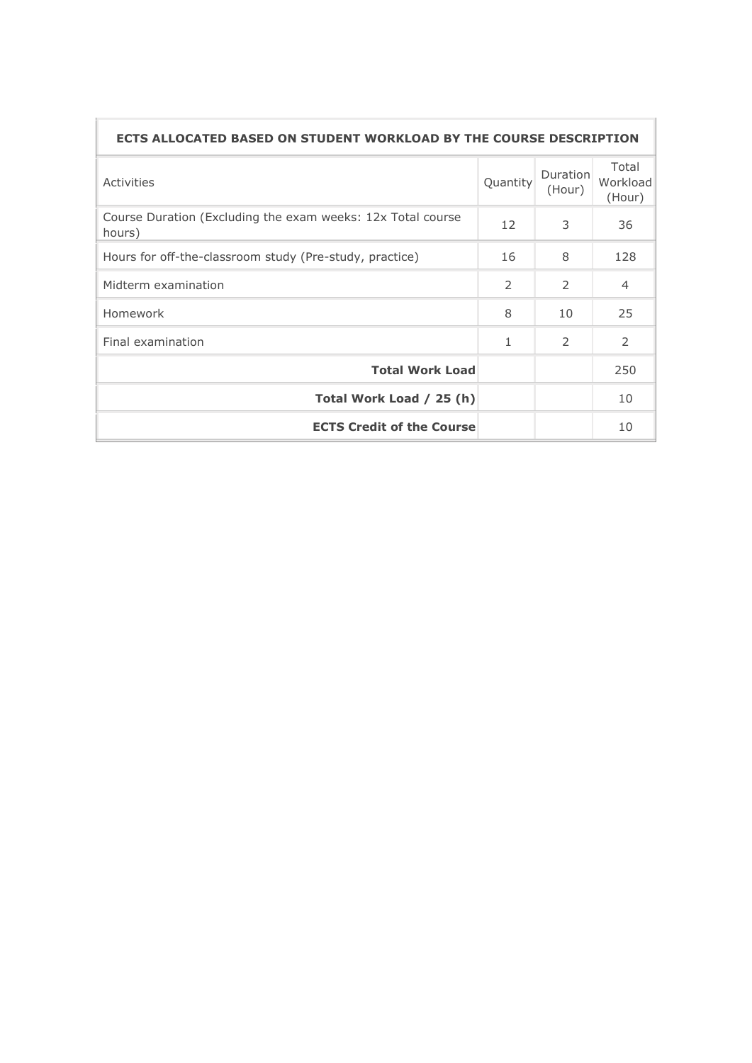| ECTS ALLOCATED BASED ON STUDENT WORKLOAD BY THE COURSE DESCRIPTION | | | |
|---|---|---|---|
| Activities | Quantity | Duration (Hour) | Total Workload (Hour) |
| Course Duration (Excluding the exam weeks: 12x Total course hours) | 12 | 3 | 36 |
| Hours for off-the-classroom study (Pre-study, practice) | 16 | 8 | 128 |
| Midterm examination | 2 | 2 | 4 |
| Homework | 8 | 10 | 25 |
| Final examination | 1 | 2 | 2 |
| **Total Work Load** | | | 250 |
| **Total Work Load / 25 (h)** | | | 10 |
| **ECTS Credit of the Course** | | | 10 |